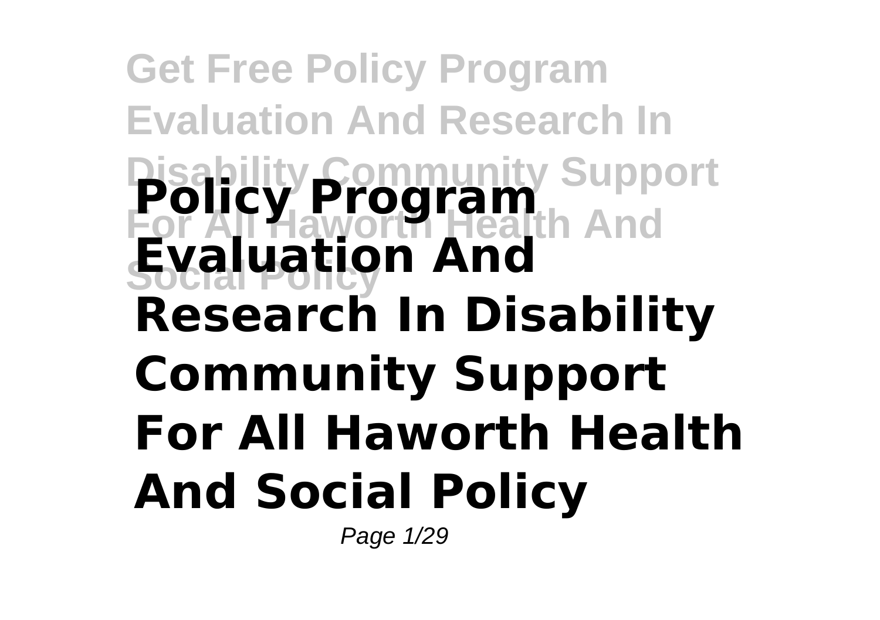# Policy Program Evaluation And Research In Disability Community Support For All Haworth Health And Social Policy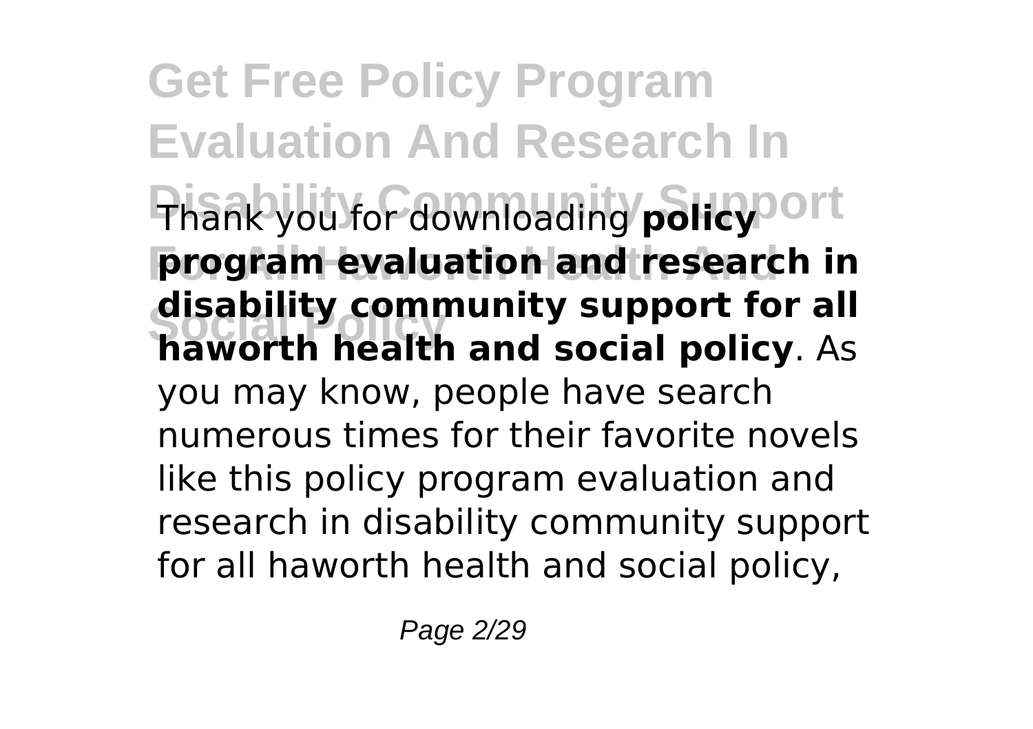Thank you for downloading **policy program evaluation and research in disability community support for all haworth health and social policy**. As you may know, people have search numerous times for their favorite novels like this policy program evaluation and research in disability community support for all haworth health and social policy,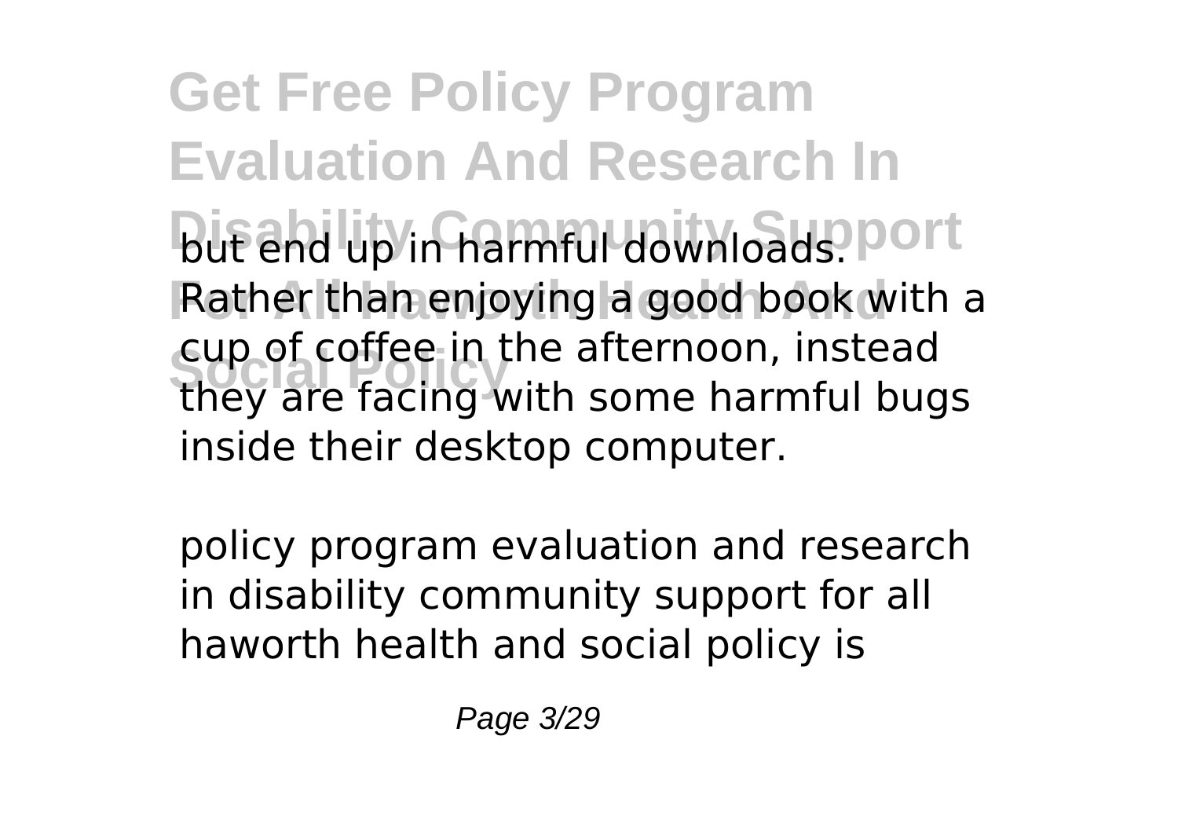but end up in harmful downloads. Rather than enjoying a good book with a cup of coffee in the afternoon, instead they are facing with some harmful bugs inside their desktop computer.

policy program evaluation and research in disability community support for all haworth health and social policy is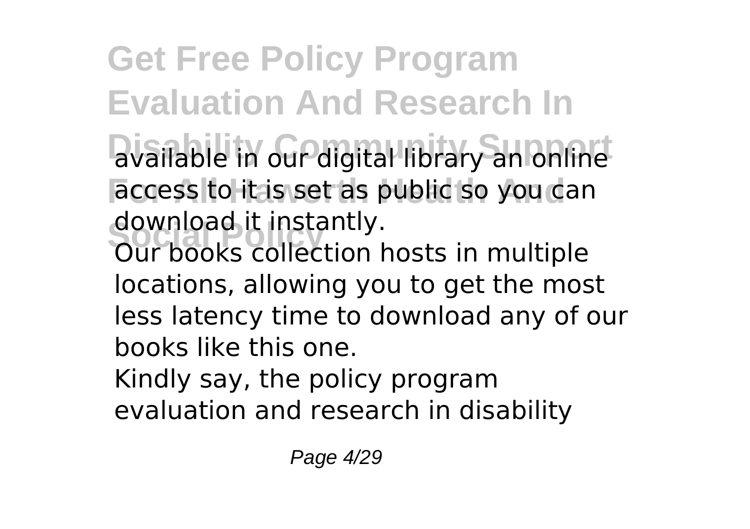available in our digital library an online access to it is set as public so you can download it instantly.

Our books collection hosts in multiple locations, allowing you to get the most less latency time to download any of our books like this one.

Kindly say, the policy program evaluation and research in disability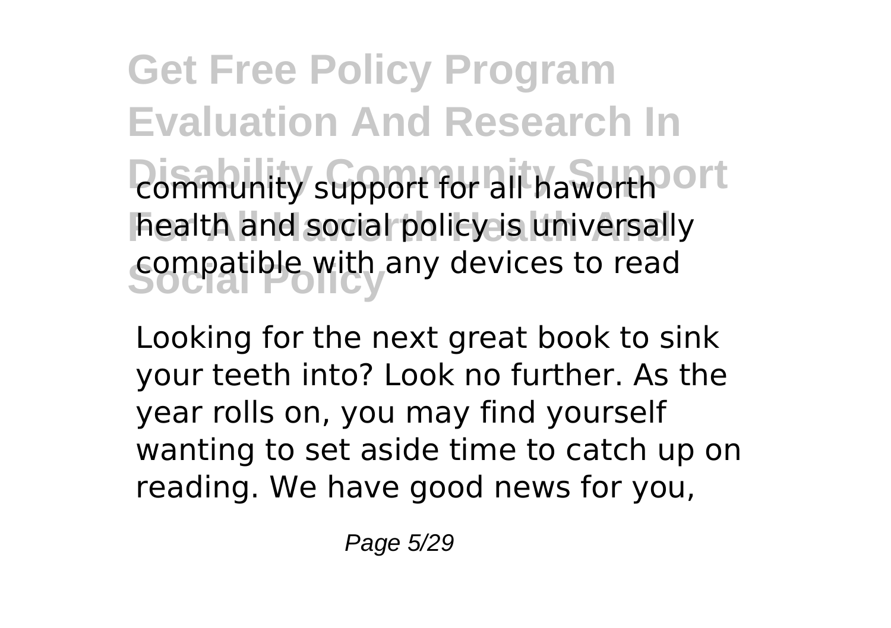community support for all haworth health and social policy is universally compatible with any devices to read

Looking for the next great book to sink your teeth into? Look no further. As the year rolls on, you may find yourself wanting to set aside time to catch up on reading. We have good news for you,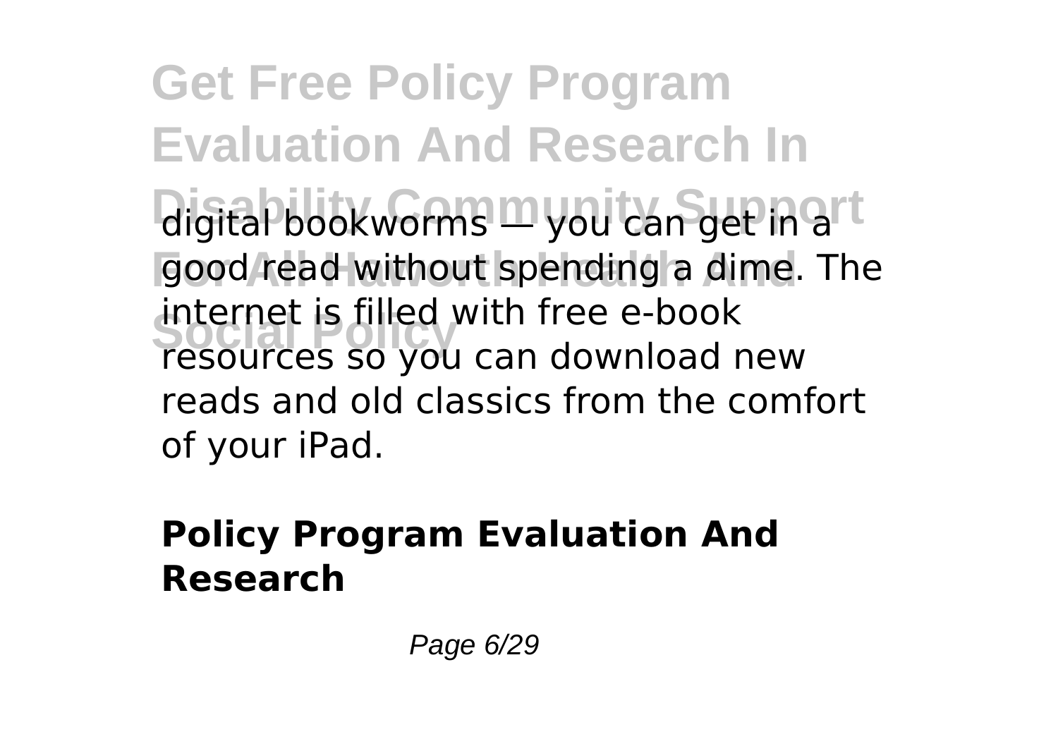digital bookworms — you can get in a good read without spending a dime. The internet is filled with free e-book resources so you can download new reads and old classics from the comfort of your iPad.

## Policy Program Evaluation And Research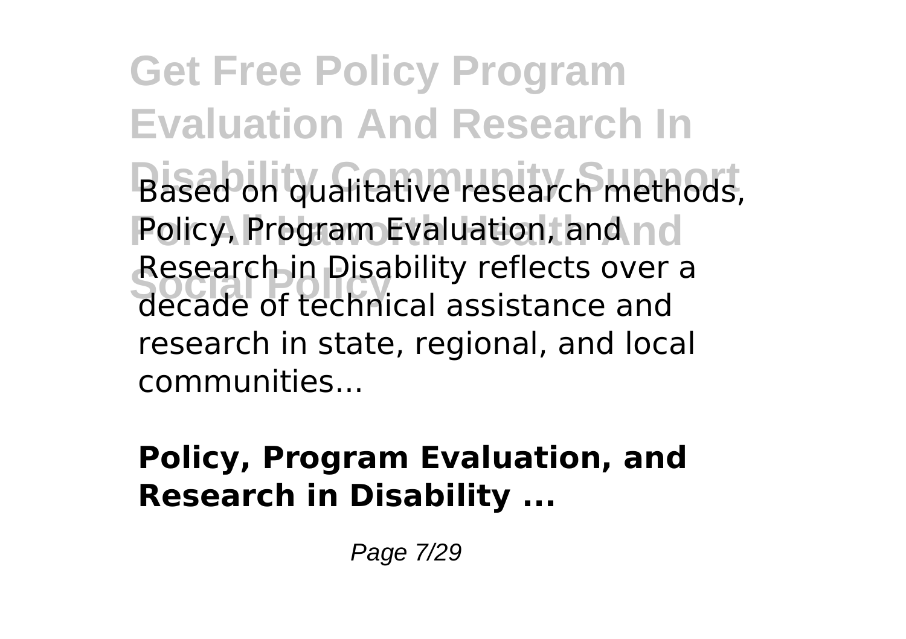Based on qualitative research methods, Policy, Program Evaluation, and Research in Disability reflects over a decade of technical assistance and research in state, regional, and local communities...

**Policy, Program Evaluation, and Research in Disability ...**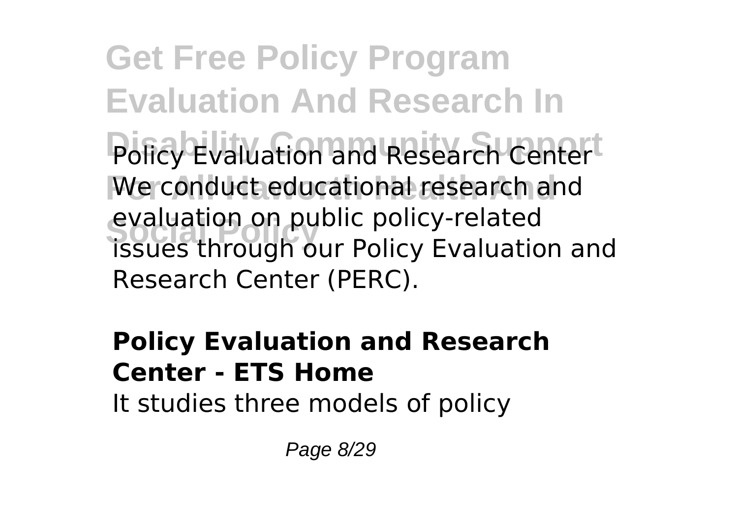Policy Evaluation and Research Center We conduct educational research and evaluation on public policy-related issues through our Policy Evaluation and Research Center (PERC).

### Policy Evaluation and Research Center - ETS Home

It studies three models of policy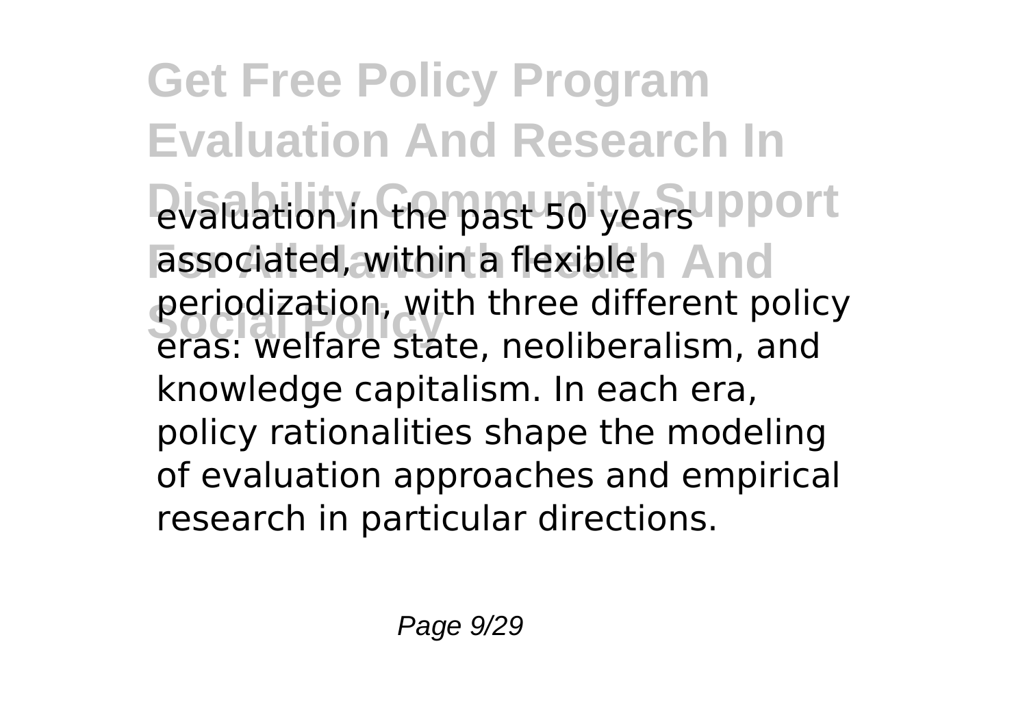evaluation in the past 50 years associated, within a flexible periodization, with three different policy eras: welfare state, neoliberalism, and knowledge capitalism. In each era, policy rationalities shape the modeling of evaluation approaches and empirical research in particular directions.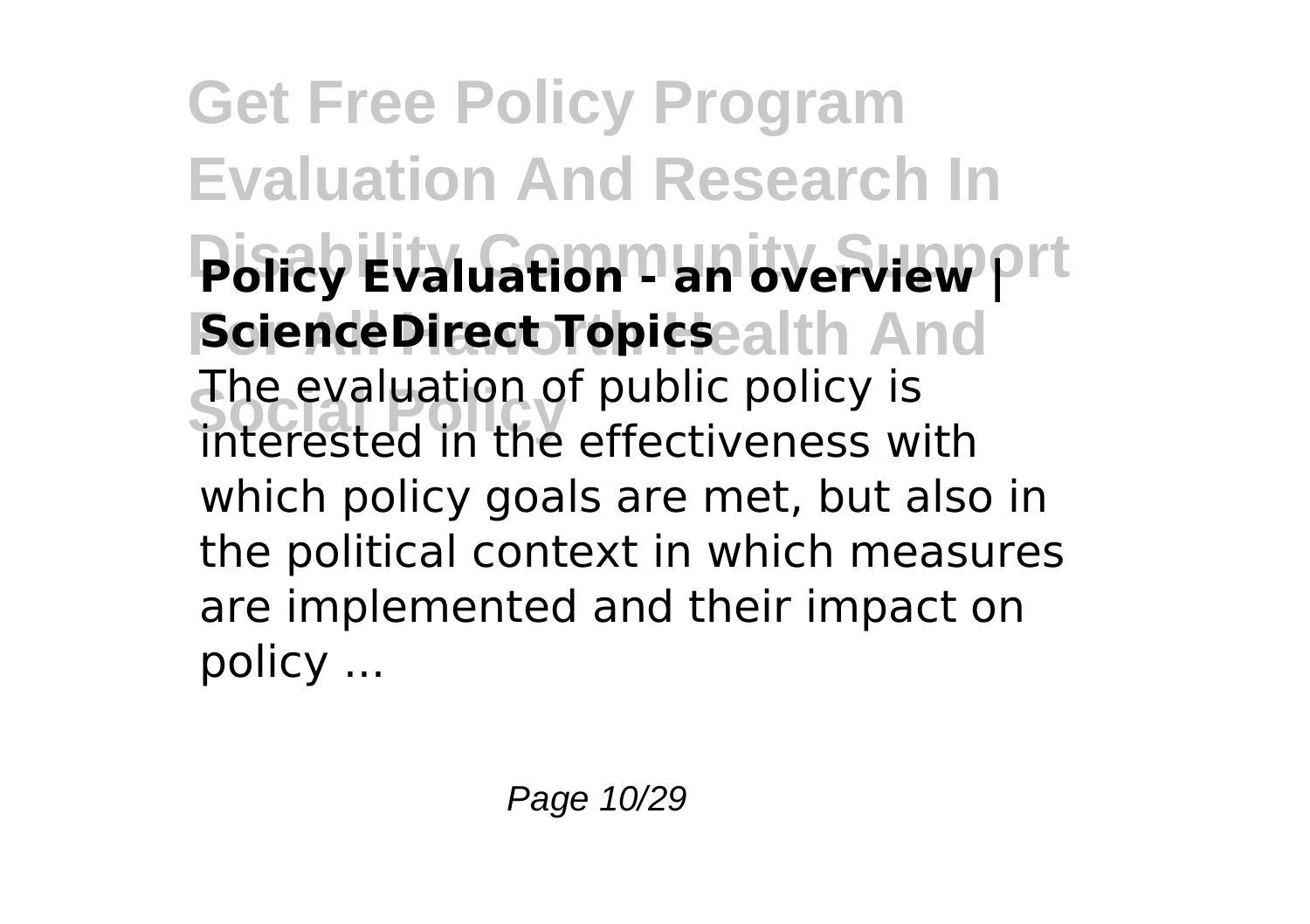**Policy Evaluation - an overview | ScienceDirect Topics**

The evaluation of public policy is interested in the effectiveness with which policy goals are met, but also in the political context in which measures are implemented and their impact on policy ...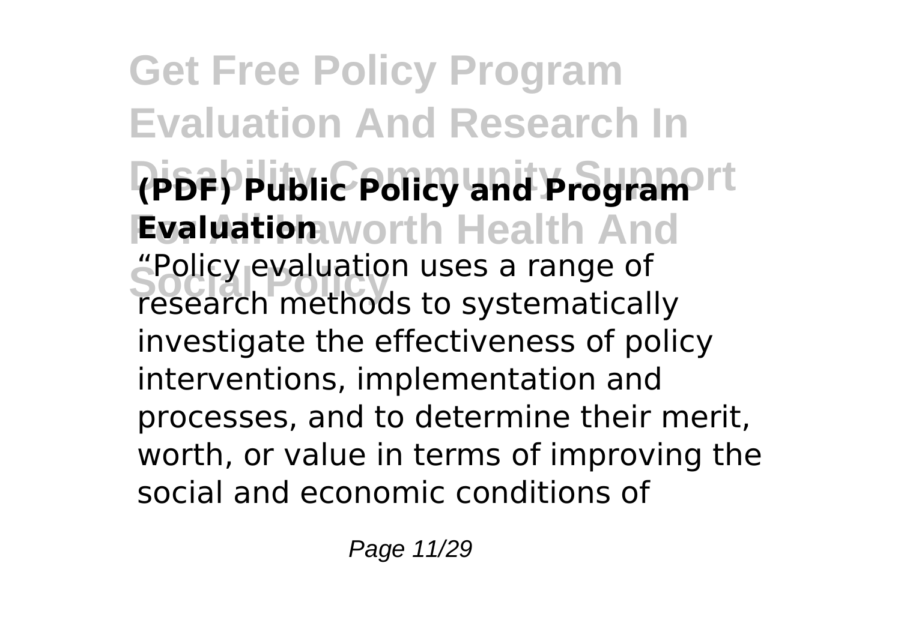**(PDF) Public Policy and Program Evaluation**

"Policy evaluation uses a range of research methods to systematically investigate the effectiveness of policy interventions, implementation and processes, and to determine their merit, worth, or value in terms of improving the social and economic conditions of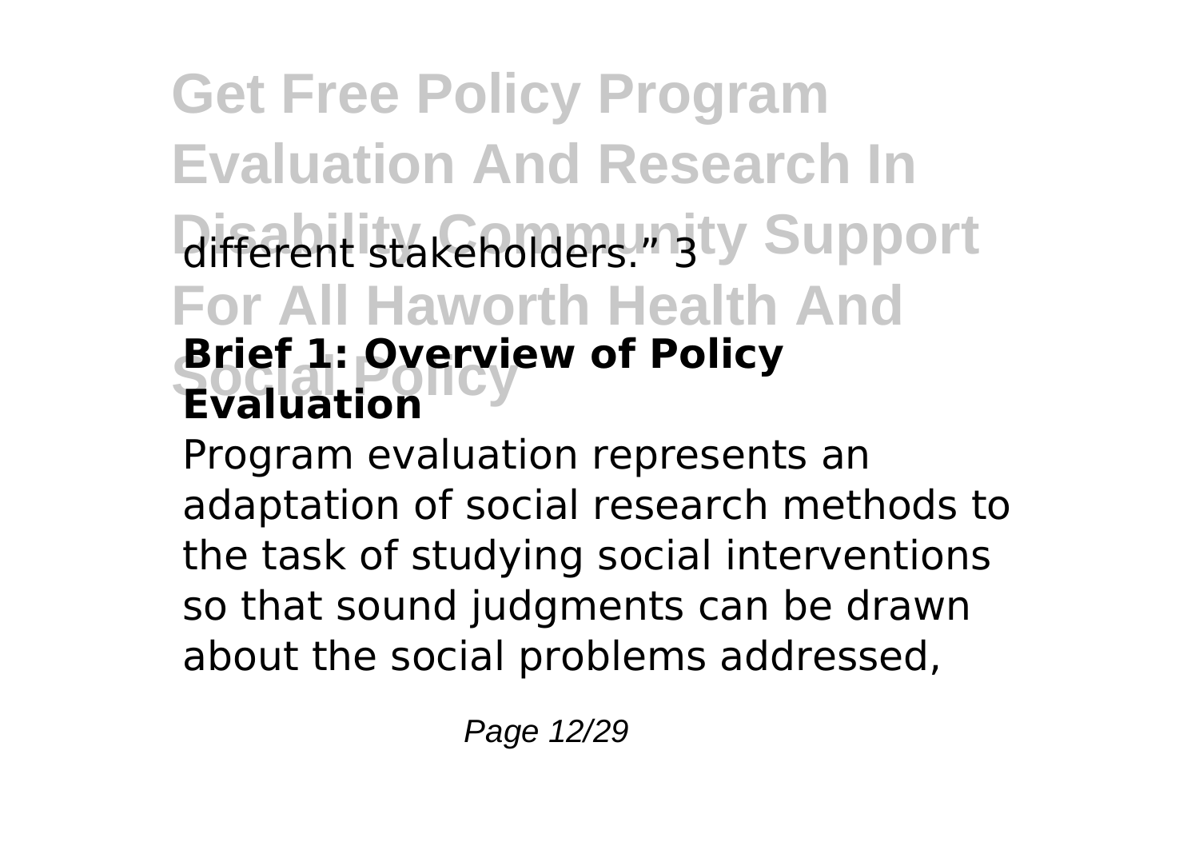different stakeholders." 3

## Brief 1: Overview of Policy Evaluation

Program evaluation represents an adaptation of social research methods to the task of studying social interventions so that sound judgments can be drawn about the social problems addressed,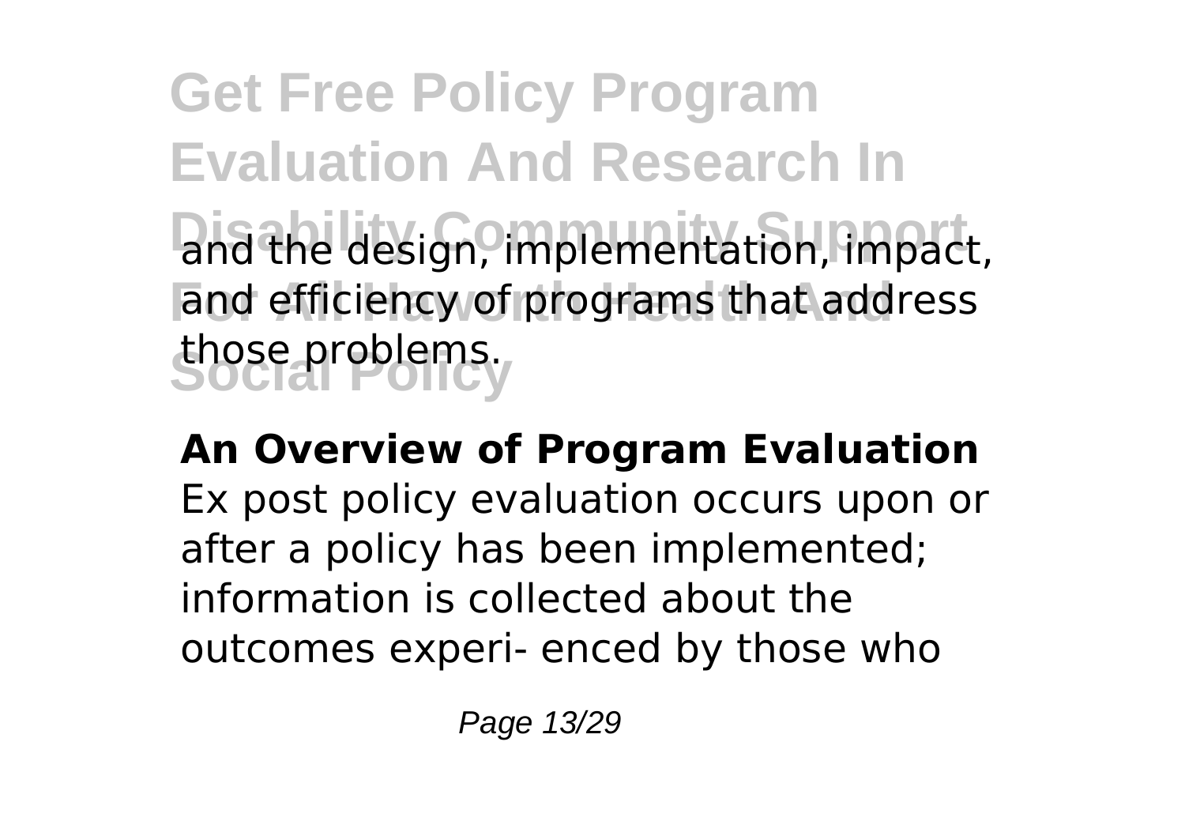and the design, implementation, impact, and efficiency of programs that address those problems.

**An Overview of Program Evaluation**

Ex post policy evaluation occurs upon or after a policy has been implemented; information is collected about the outcomes experi- enced by those who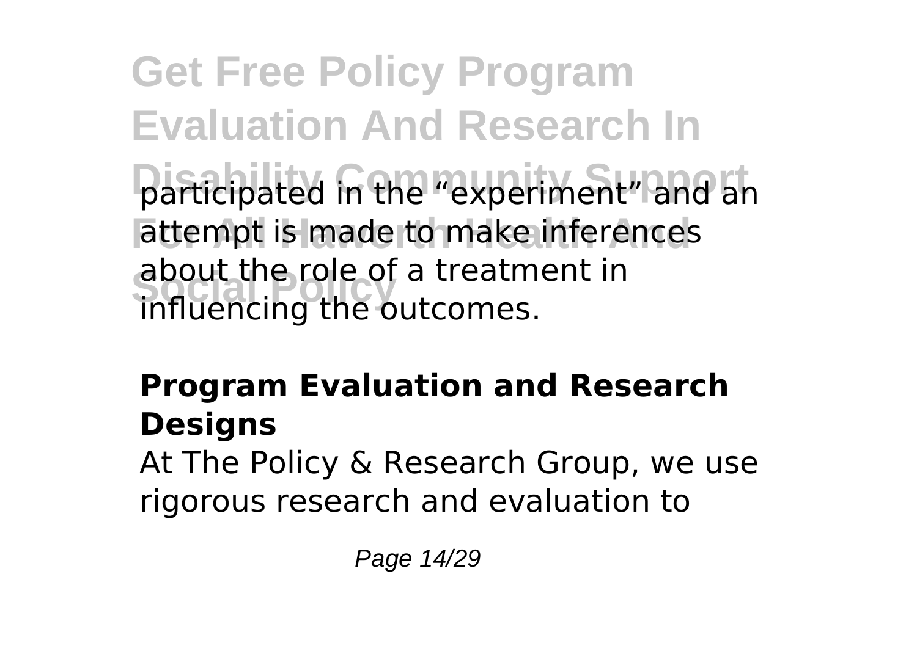participated in the "experiment" and an attempt is made to make inferences about the role of a treatment in influencing the outcomes.

**Program Evaluation and Research Designs**

At The Policy & Research Group, we use rigorous research and evaluation to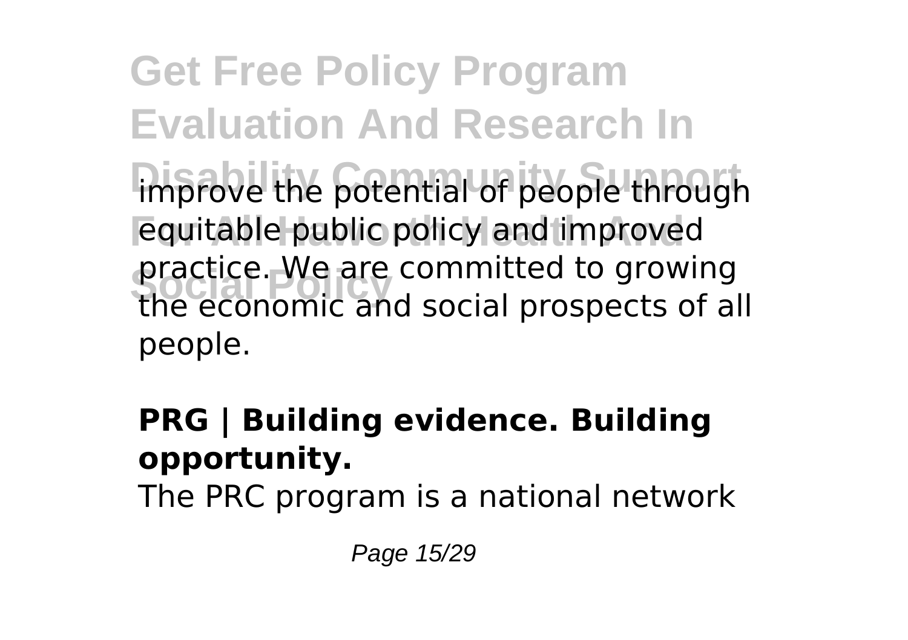improve the potential of people through equitable public policy and improved practice. We are committed to growing the economic and social prospects of all people.

**PRG | Building evidence. Building opportunity.**

The PRC program is a national network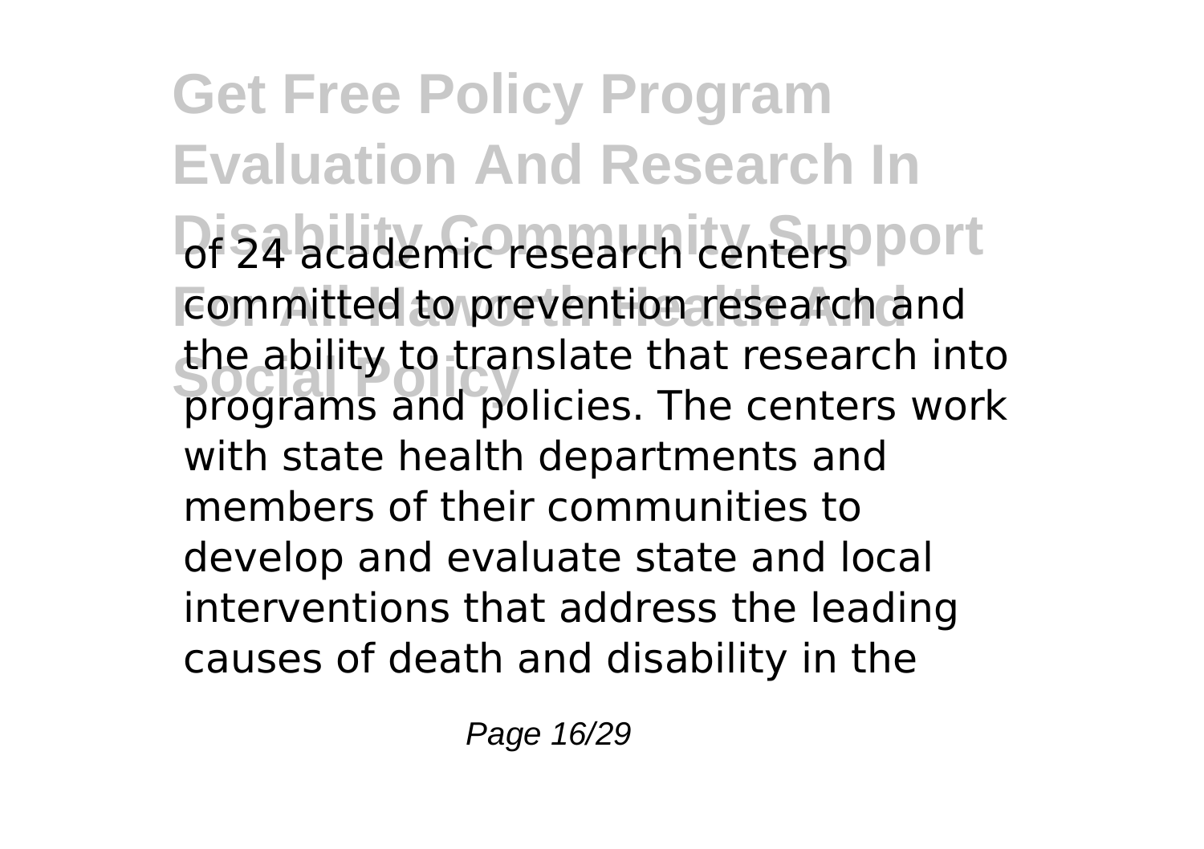of 24 academic research centers committed to prevention research and the ability to translate that research into programs and policies. The centers work with state health departments and members of their communities to develop and evaluate state and local interventions that address the leading causes of death and disability in the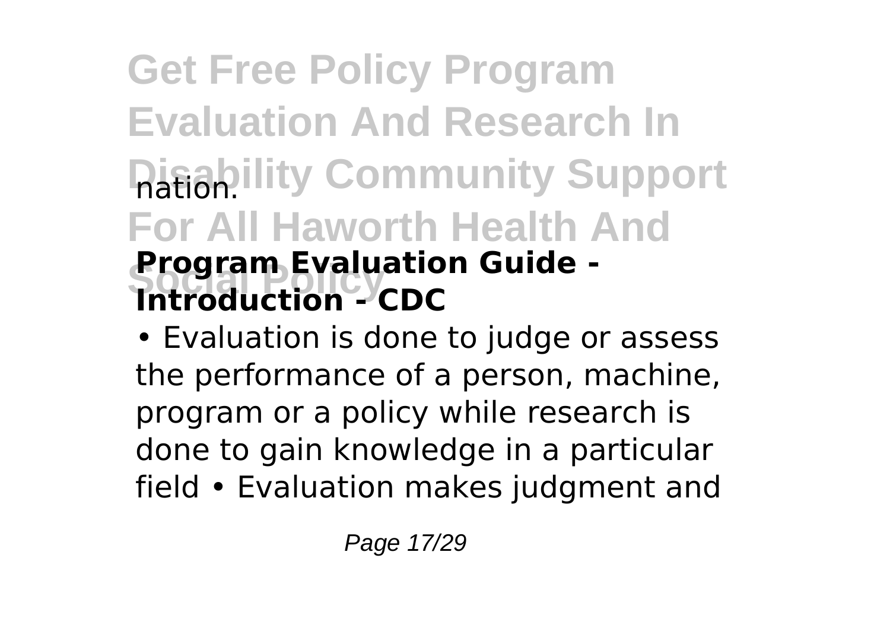nation.

**Program Evaluation Guide - Introduction - CDC**

• Evaluation is done to judge or assess the performance of a person, machine, program or a policy while research is done to gain knowledge in a particular field • Evaluation makes judgment and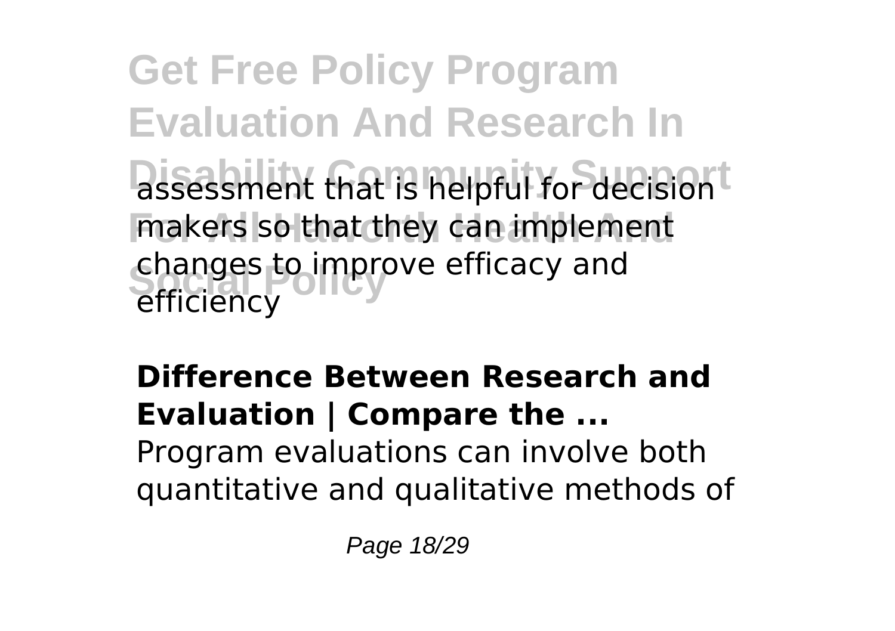assessment that is helpful for decision makers so that they can implement changes to improve efficacy and efficiency

**Difference Between Research and Evaluation | Compare the ...**

Program evaluations can involve both quantitative and qualitative methods of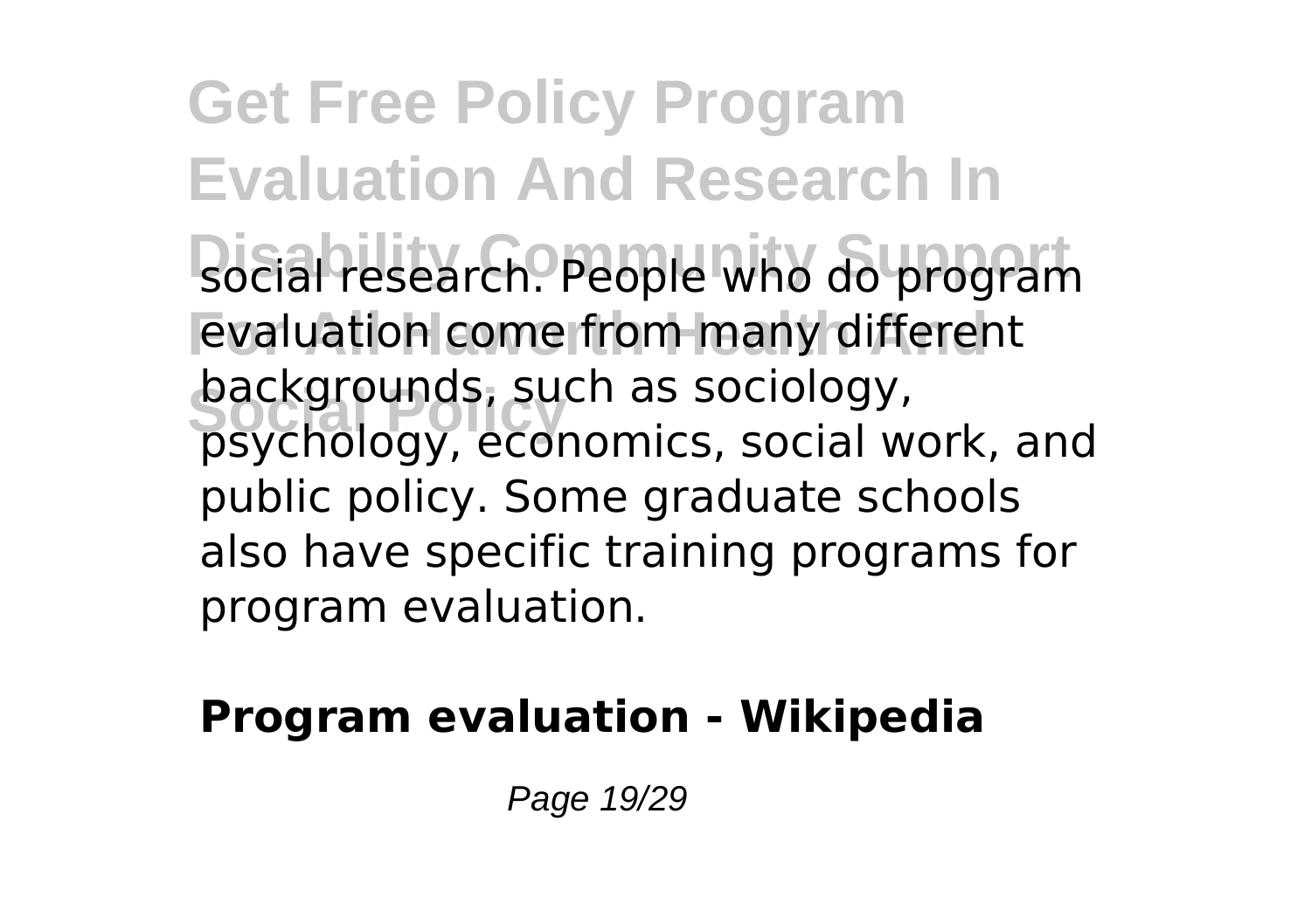social research. People who do program evaluation come from many different backgrounds, such as sociology, psychology, economics, social work, and public policy. Some graduate schools also have specific training programs for program evaluation.

**Program evaluation - Wikipedia**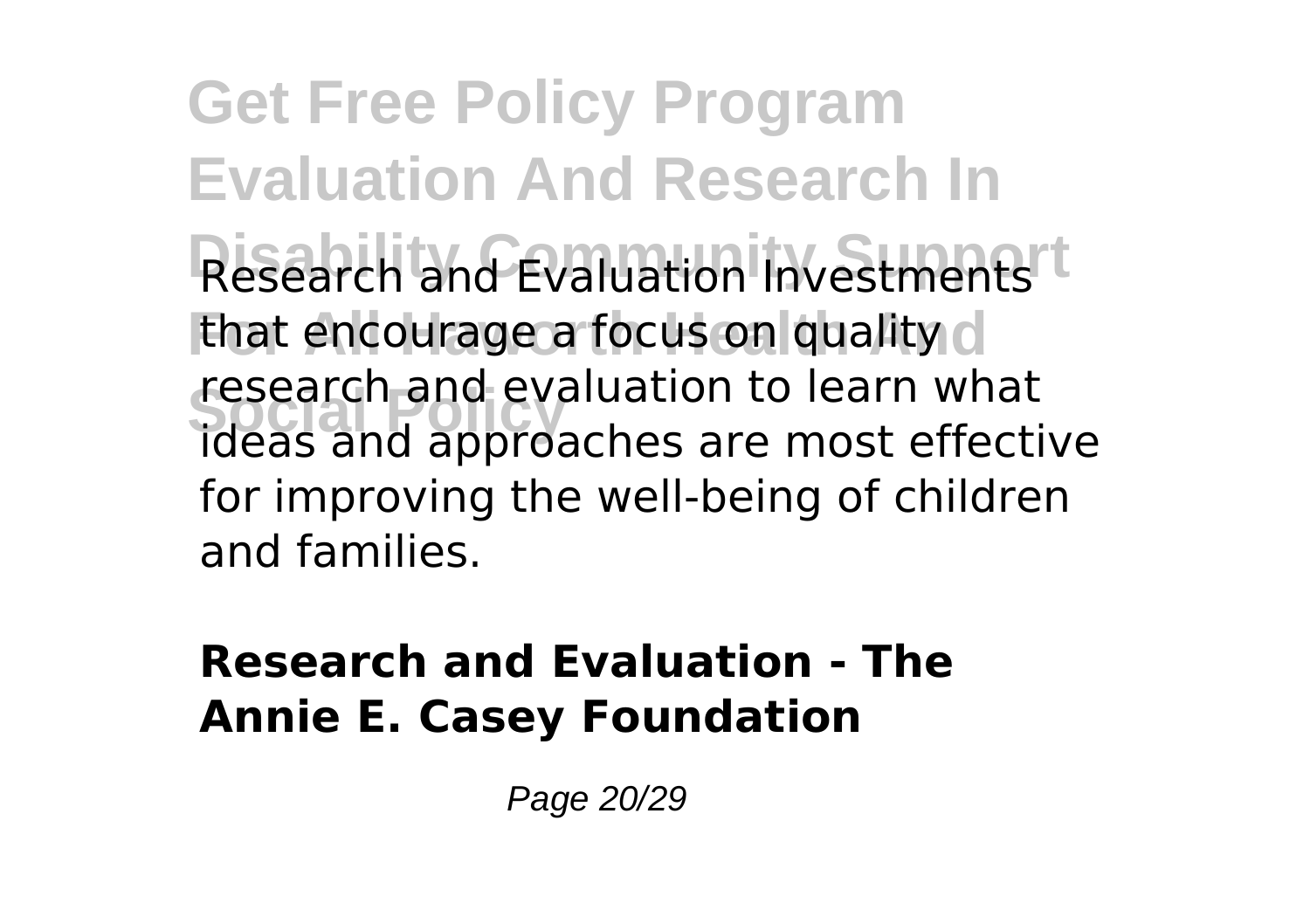Research and Evaluation Investments that encourage a focus on quality research and evaluation to learn what ideas and approaches are most effective for improving the well-being of children and families.

**Research and Evaluation - The Annie E. Casey Foundation**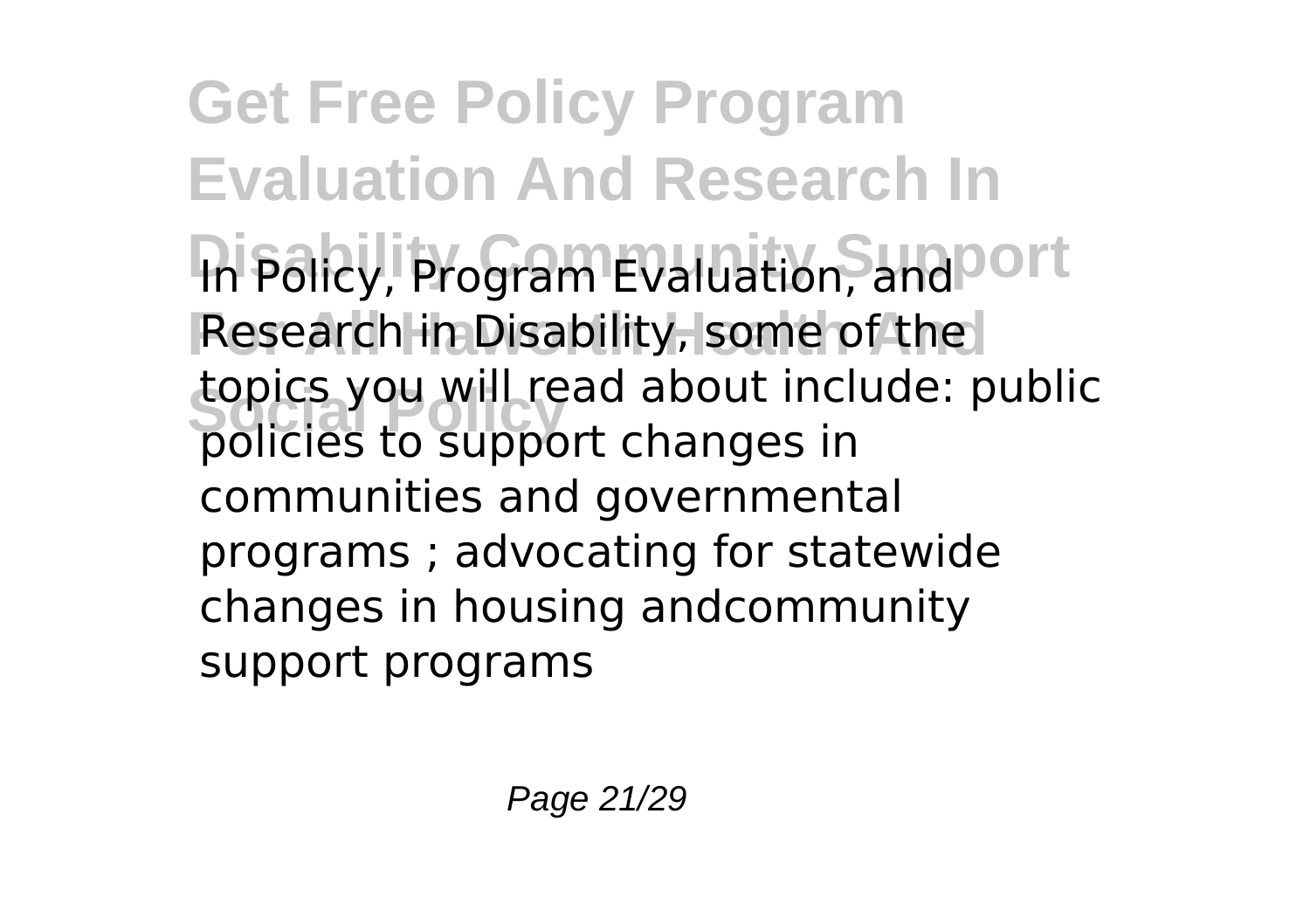**Get Free Policy Program Evaluation And Research In Disability Community Support For All Haworth Health And Social Policy**

In Policy, Program Evaluation, and Research in Disability, some of the topics you will read about include: public policies to support changes in communities and governmental programs ; advocating for statewide changes in housing andcommunity support programs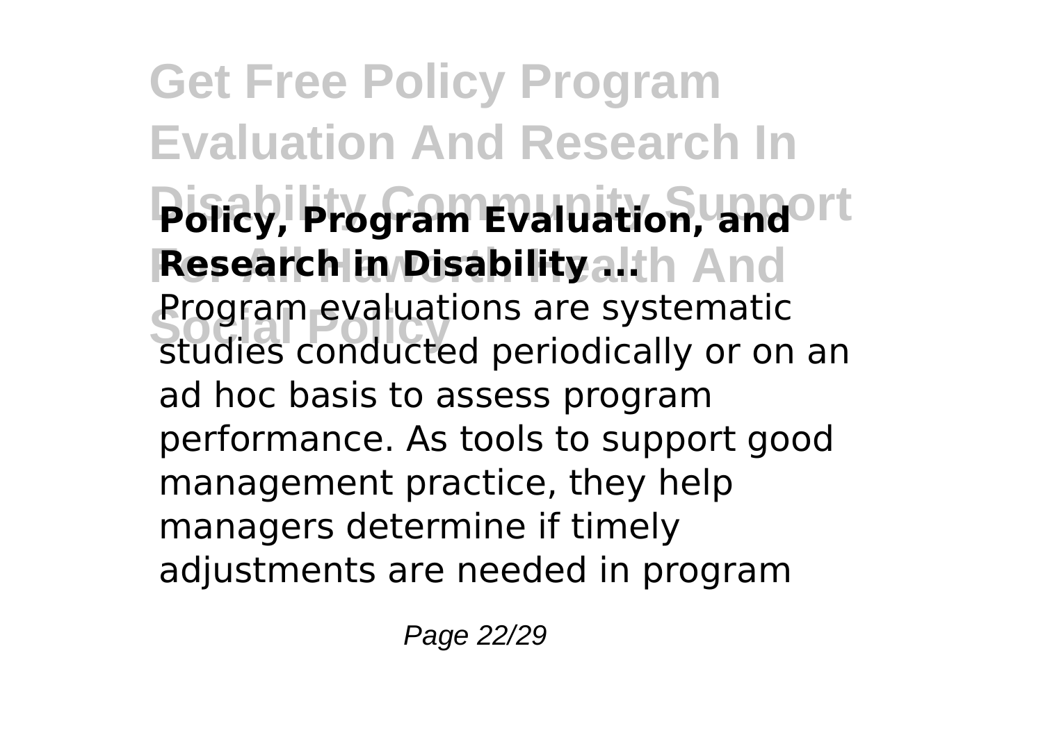**Policy, Program Evaluation, and Research in Disability ...**

Program evaluations are systematic studies conducted periodically or on an ad hoc basis to assess program performance. As tools to support good management practice, they help managers determine if timely adjustments are needed in program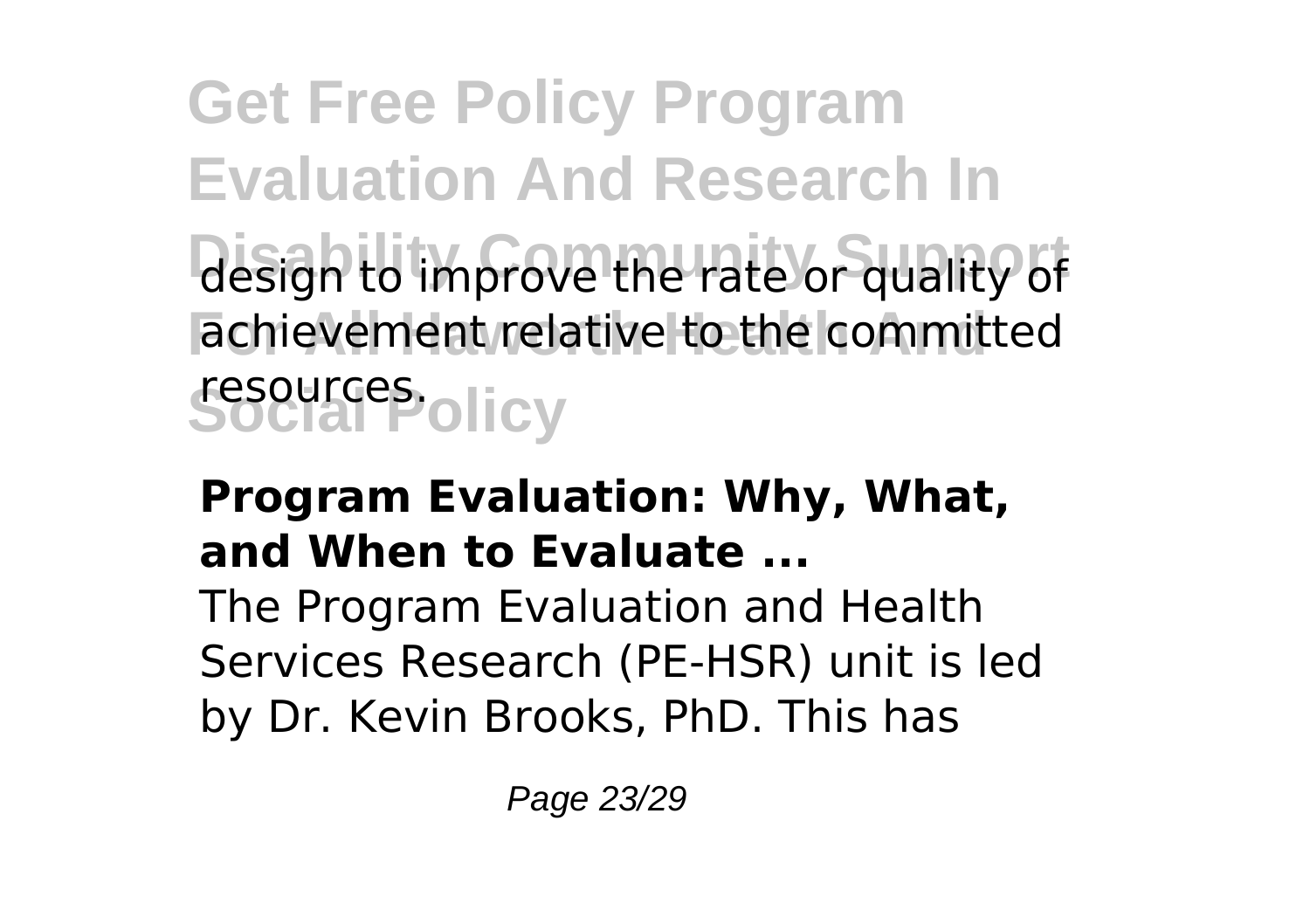design to improve the rate or quality of achievement relative to the committed resources.

### Program Evaluation: Why, What, and When to Evaluate ...

The Program Evaluation and Health Services Research (PE-HSR) unit is led by Dr. Kevin Brooks, PhD. This has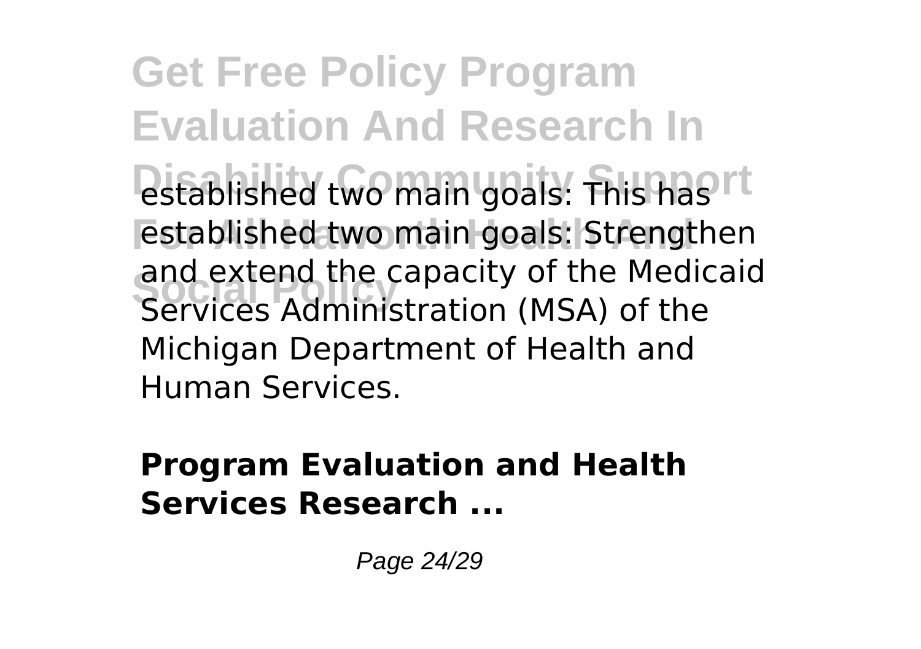established two main goals: This has established two main goals: Strengthen and extend the capacity of the Medicaid Services Administration (MSA) of the Michigan Department of Health and Human Services.

**Program Evaluation and Health Services Research ...**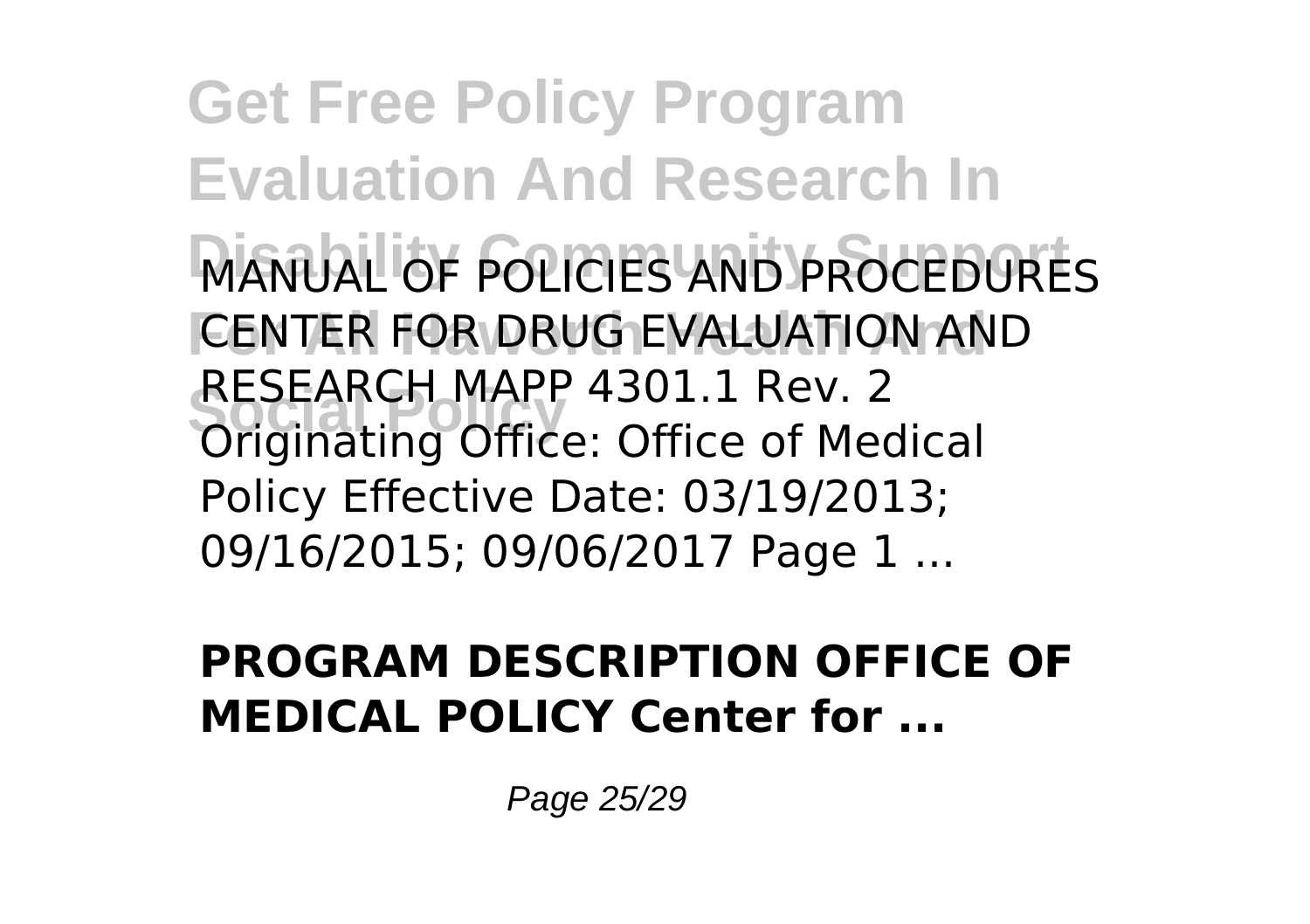MANUAL OF POLICIES AND PROCEDURES CENTER FOR DRUG EVALUATION AND RESEARCH MAPP 4301.1 Rev. 2 Originating Office: Office of Medical Policy Effective Date: 03/19/2013; 09/16/2015; 09/06/2017 Page 1 ...

**PROGRAM DESCRIPTION OFFICE OF MEDICAL POLICY Center for ...**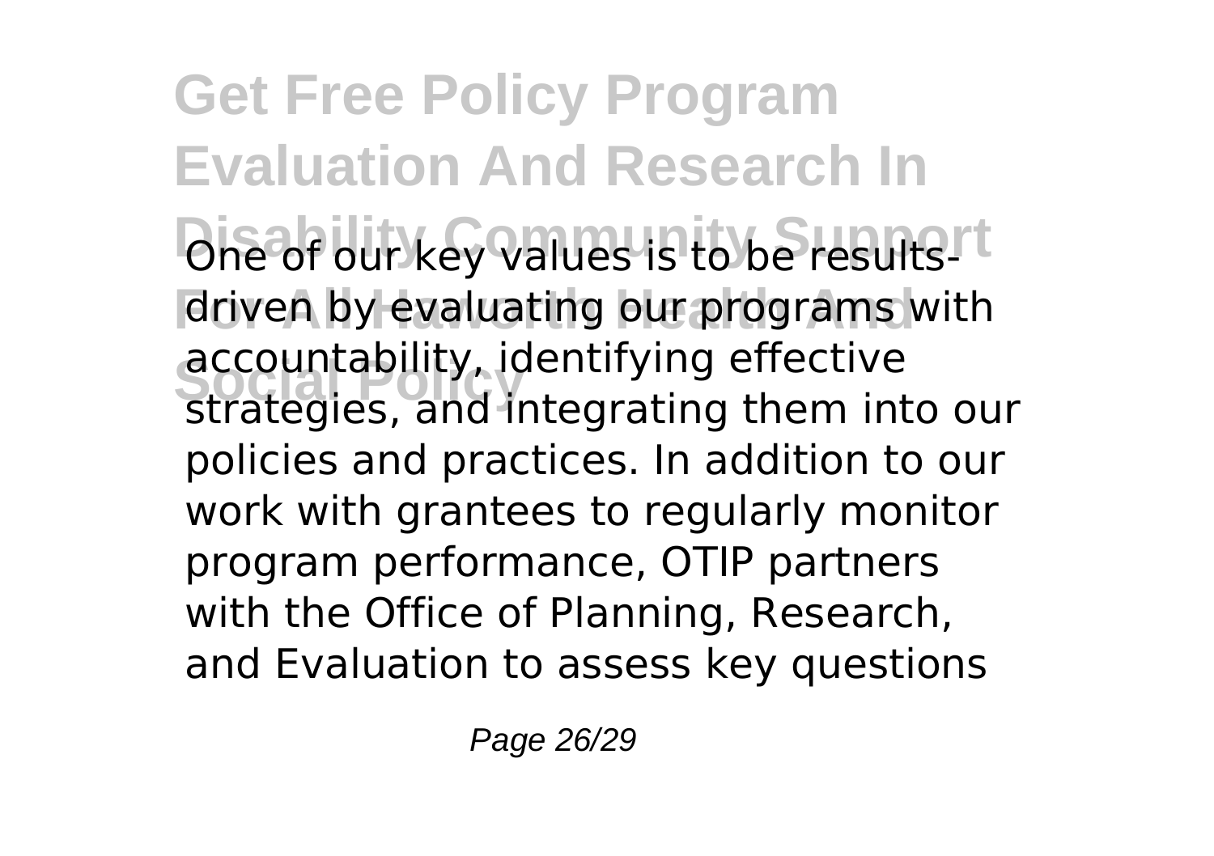One of our key values is to be results-driven by evaluating our programs with accountability, identifying effective strategies, and integrating them into our policies and practices. In addition to our work with grantees to regularly monitor program performance, OTIP partners with the Office of Planning, Research, and Evaluation to assess key questions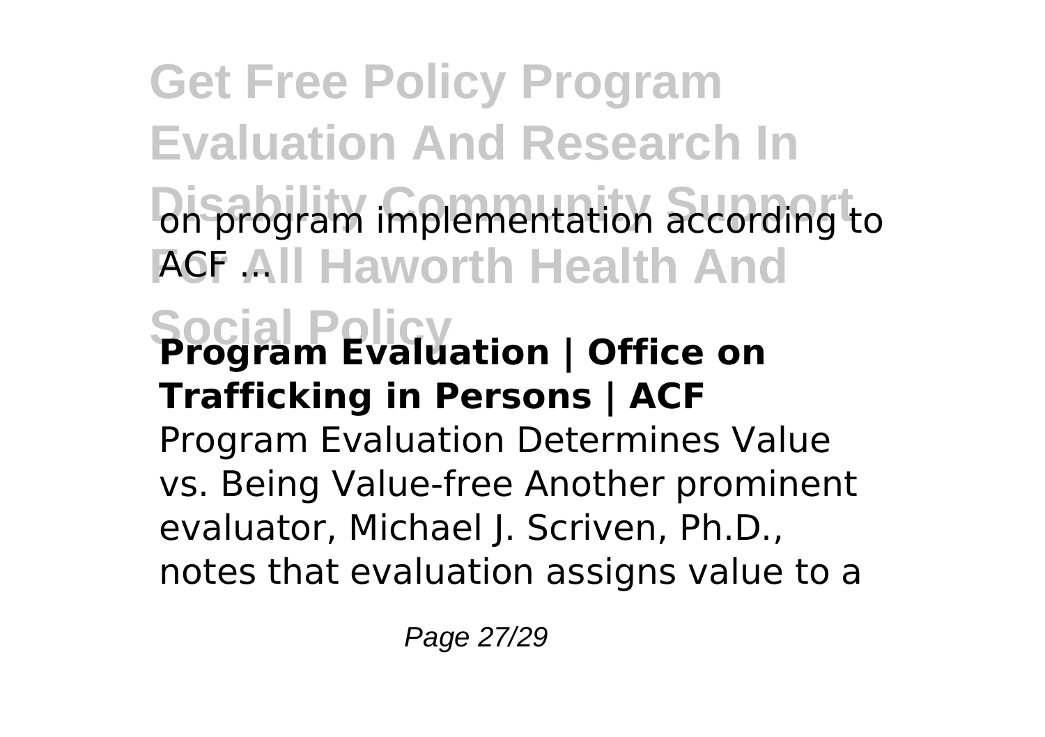on program implementation according to ACF ...

**Program Evaluation | Office on Trafficking in Persons | ACF**

Program Evaluation Determines Value vs. Being Value-free Another prominent evaluator, Michael J. Scriven, Ph.D., notes that evaluation assigns value to a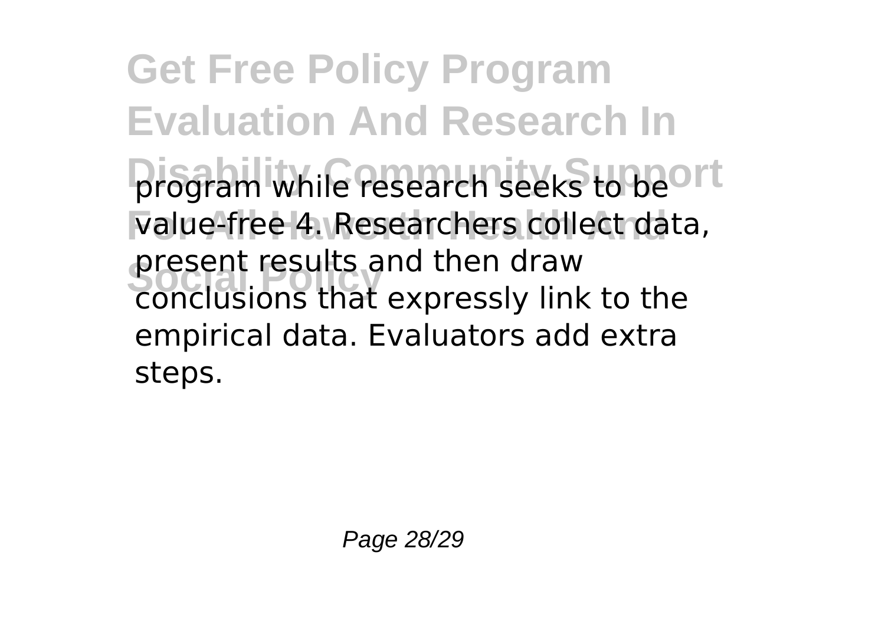program while research seeks to be value-free 4. Researchers collect data, present results and then draw conclusions that expressly link to the empirical data. Evaluators add extra steps.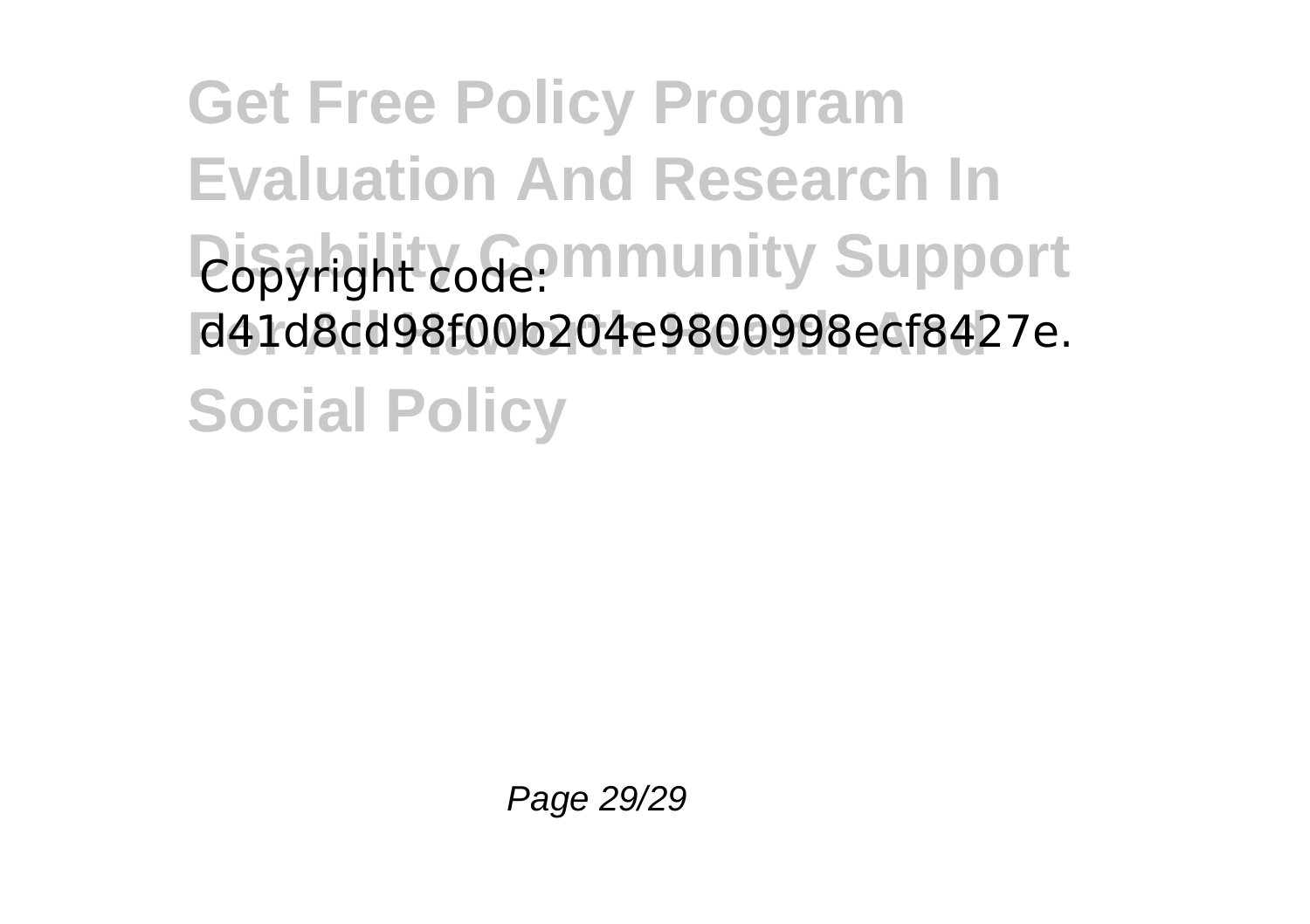Copyright code: d41d8cd98f00b204e9800998ecf8427e.